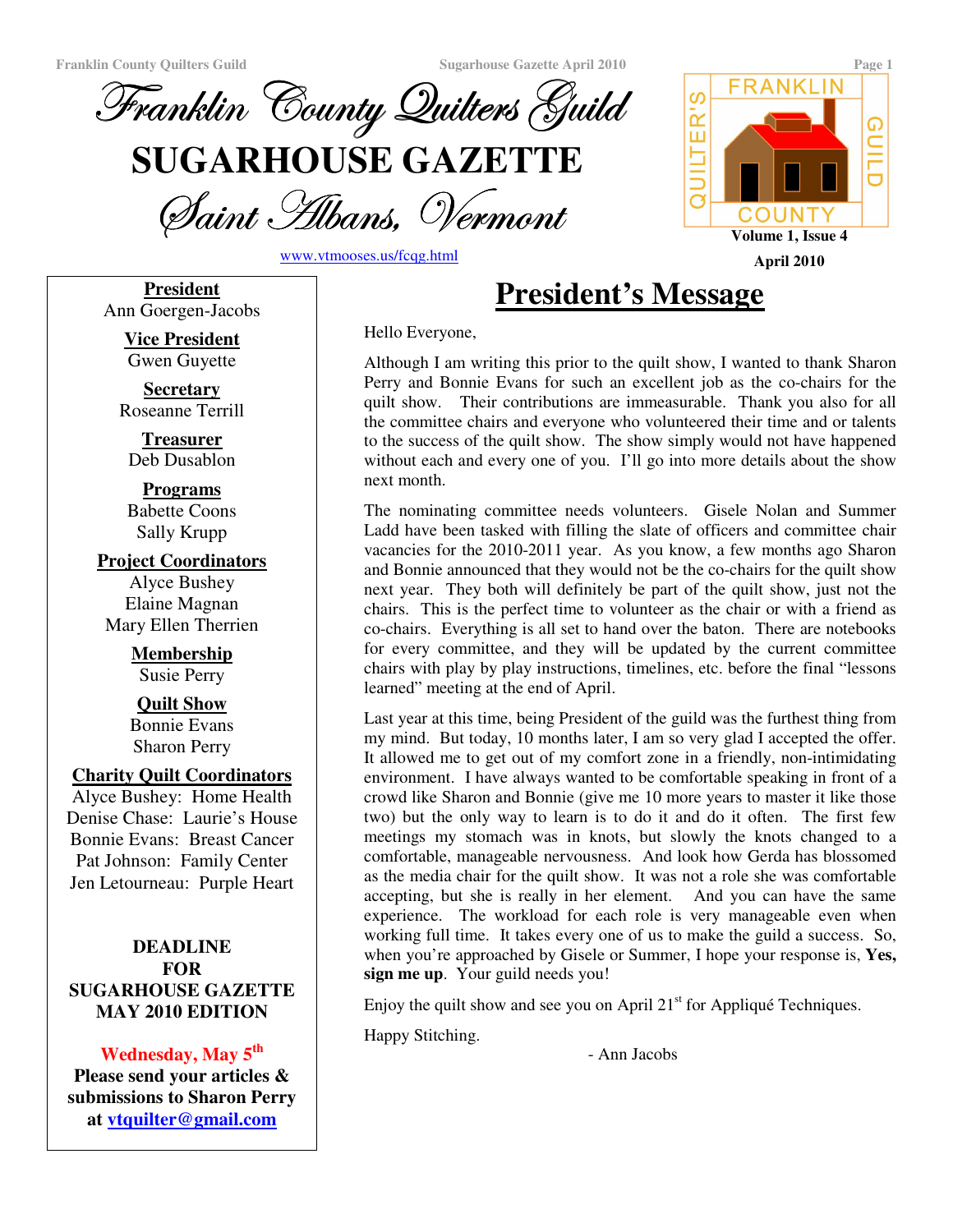# Franklin County Quilters Guild

# SUGARHOUSE GAZETTE

## Saint Albans, Vermont

www.vtmooses.us/fcqg.html

Volume 1, Issue 4

April 2010

**President**
Ann Goergen-Jacobs

**Vice President**
Gwen Guyette

**Secretary**
Roseanne Terrill

**Treasurer**
Deb Dusablon

**Programs**
Babette Coons
Sally Krupp

**Project Coordinators**
Alyce Bushey
Elaine Magnan
Mary Ellen Therrien

**Membership**
Susie Perry

**Quilt Show**
Bonnie Evans
Sharon Perry

**Charity Quilt Coordinators**
Alyce Bushey: Home Health
Denise Chase: Laurie's House
Bonnie Evans: Breast Cancer
Pat Johnson: Family Center
Jen Letourneau: Purple Heart

**DEADLINE FOR SUGARHOUSE GAZETTE MAY 2010 EDITION**

**Wednesday, May 5th**

**Please send your articles & submissions to Sharon Perry at vtquilter@gmail.com**

## President's Message

Hello Everyone,

Although I am writing this prior to the quilt show, I wanted to thank Sharon Perry and Bonnie Evans for such an excellent job as the co-chairs for the quilt show. Their contributions are immeasurable. Thank you also for all the committee chairs and everyone who volunteered their time and or talents to the success of the quilt show. The show simply would not have happened without each and every one of you. I'll go into more details about the show next month.

The nominating committee needs volunteers. Gisele Nolan and Summer Ladd have been tasked with filling the slate of officers and committee chair vacancies for the 2010-2011 year. As you know, a few months ago Sharon and Bonnie announced that they would not be the co-chairs for the quilt show next year. They both will definitely be part of the quilt show, just not the chairs. This is the perfect time to volunteer as the chair or with a friend as co-chairs. Everything is all set to hand over the baton. There are notebooks for every committee, and they will be updated by the current committee chairs with play by play instructions, timelines, etc. before the final "lessons learned" meeting at the end of April.

Last year at this time, being President of the guild was the furthest thing from my mind. But today, 10 months later, I am so very glad I accepted the offer. It allowed me to get out of my comfort zone in a friendly, non-intimidating environment. I have always wanted to be comfortable speaking in front of a crowd like Sharon and Bonnie (give me 10 more years to master it like those two) but the only way to learn is to do it and do it often. The first few meetings my stomach was in knots, but slowly the knots changed to a comfortable, manageable nervousness. And look how Gerda has blossomed as the media chair for the quilt show. It was not a role she was comfortable accepting, but she is really in her element. And you can have the same experience. The workload for each role is very manageable even when working full time. It takes every one of us to make the guild a success. So, when you're approached by Gisele or Summer, I hope your response is, **Yes, sign me up**. Your guild needs you!

Enjoy the quilt show and see you on April 21st for Appliqué Techniques.

Happy Stitching.

- Ann Jacobs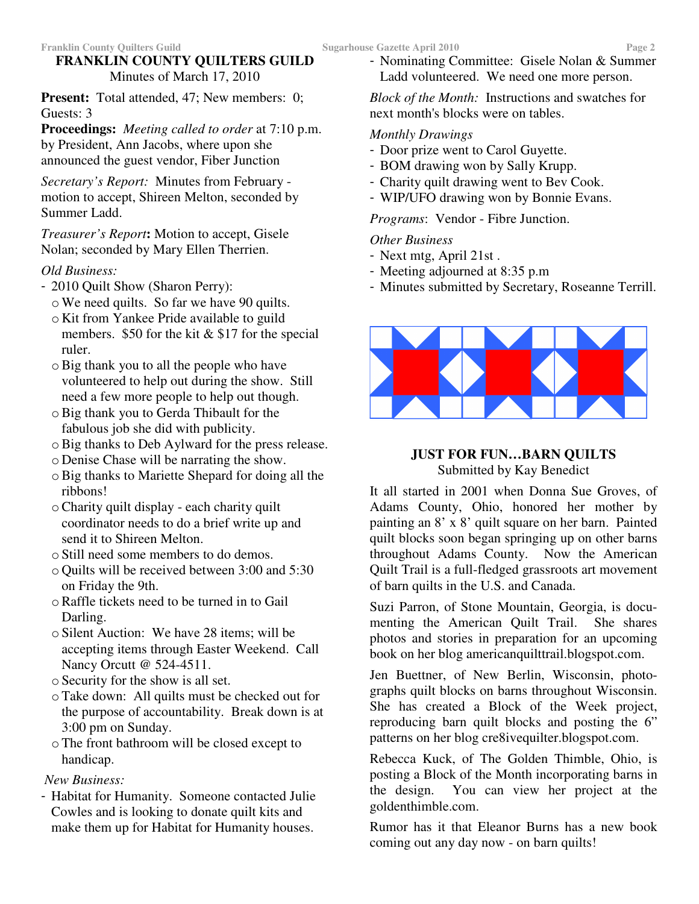## FRANKLIN COUNTY QUILTERS GUILD

Minutes of March 17, 2010

**Present:** Total attended, 47; New members: 0; Guests: 3

**Proceedings:** *Meeting called to order* at 7:10 p.m. by President, Ann Jacobs, where upon she announced the guest vendor, Fiber Junction

*Secretary's Report:* Minutes from February - motion to accept, Shireen Melton, seconded by Summer Ladd.

*Treasurer's Report***:** Motion to accept, Gisele Nolan; seconded by Mary Ellen Therrien.

*Old Business:*

- 2010 Quilt Show (Sharon Perry):
  - We need quilts. So far we have 90 quilts.
  - Kit from Yankee Pride available to guild members. $50 for the kit & $17 for the special ruler.
  - Big thank you to all the people who have volunteered to help out during the show. Still need a few more people to help out though.
  - Big thank you to Gerda Thibault for the fabulous job she did with publicity.
  - Big thanks to Deb Aylward for the press release.
  - Denise Chase will be narrating the show.
  - Big thanks to Mariette Shepard for doing all the ribbons!
  - Charity quilt display - each charity quilt coordinator needs to do a brief write up and send it to Shireen Melton.
  - Still need some members to do demos.
  - Quilts will be received between 3:00 and 5:30 on Friday the 9th.
  - Raffle tickets need to be turned in to Gail Darling.
  - Silent Auction: We have 28 items; will be accepting items through Easter Weekend. Call Nancy Orcutt @ 524-4511.
  - Security for the show is all set.
  - Take down: All quilts must be checked out for the purpose of accountability. Break down is at 3:00 pm on Sunday.
  - The front bathroom will be closed except to handicap.

*New Business:*

- Habitat for Humanity. Someone contacted Julie Cowles and is looking to donate quilt kits and make them up for Habitat for Humanity houses.
- Nominating Committee: Gisele Nolan & Summer Ladd volunteered. We need one more person.

*Block of the Month:* Instructions and swatches for next month's blocks were on tables.

*Monthly Drawings*

- Door prize went to Carol Guyette.
- BOM drawing won by Sally Krupp.
- Charity quilt drawing went to Bev Cook.
- WIP/UFO drawing won by Bonnie Evans.

*Programs*: Vendor - Fibre Junction.

*Other Business*

- Next mtg, April 21st .
- Meeting adjourned at 8:35 p.m
- Minutes submitted by Secretary, Roseanne Terrill.

## JUST FOR FUN…BARN QUILTS

Submitted by Kay Benedict

It all started in 2001 when Donna Sue Groves, of Adams County, Ohio, honored her mother by painting an 8' x 8' quilt square on her barn. Painted quilt blocks soon began springing up on other barns throughout Adams County. Now the American Quilt Trail is a full-fledged grassroots art movement of barn quilts in the U.S. and Canada.

Suzi Parron, of Stone Mountain, Georgia, is documenting the American Quilt Trail. She shares photos and stories in preparation for an upcoming book on her blog americanquilttrail.blogspot.com.

Jen Buettner, of New Berlin, Wisconsin, photographs quilt blocks on barns throughout Wisconsin. She has created a Block of the Week project, reproducing barn quilt blocks and posting the 6" patterns on her blog cre8ivequilter.blogspot.com.

Rebecca Kuck, of The Golden Thimble, Ohio, is posting a Block of the Month incorporating barns in the design. You can view her project at the goldenthimble.com.

Rumor has it that Eleanor Burns has a new book coming out any day now - on barn quilts!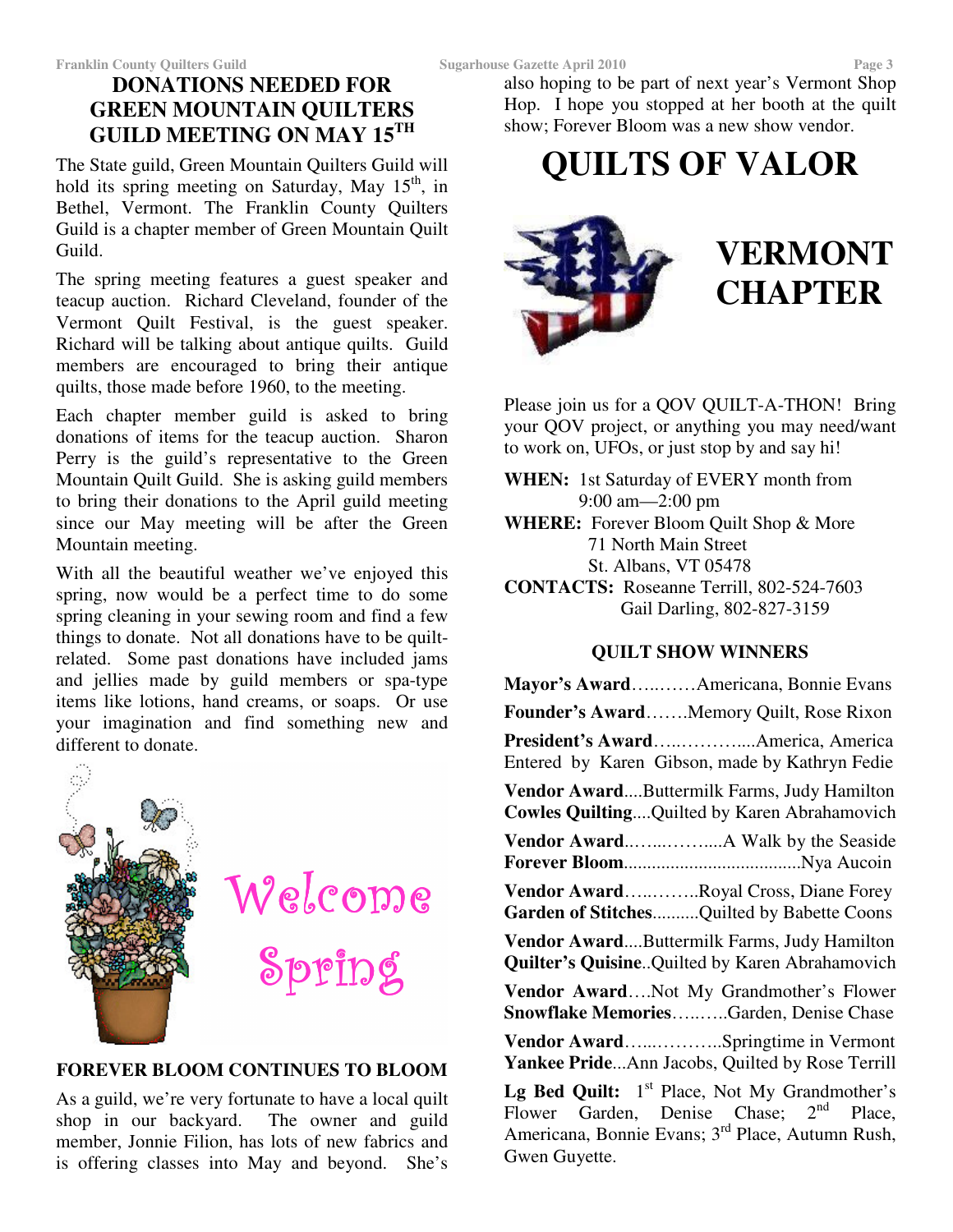## DONATIONS NEEDED FOR GREEN MOUNTAIN QUILTERS GUILD MEETING ON MAY 15TH

The State guild, Green Mountain Quilters Guild will hold its spring meeting on Saturday, May 15th, in Bethel, Vermont. The Franklin County Quilters Guild is a chapter member of Green Mountain Quilt Guild.

The spring meeting features a guest speaker and teacup auction. Richard Cleveland, founder of the Vermont Quilt Festival, is the guest speaker. Richard will be talking about antique quilts. Guild members are encouraged to bring their antique quilts, those made before 1960, to the meeting.

Each chapter member guild is asked to bring donations of items for the teacup auction. Sharon Perry is the guild's representative to the Green Mountain Quilt Guild. She is asking guild members to bring their donations to the April guild meeting since our May meeting will be after the Green Mountain meeting.

With all the beautiful weather we've enjoyed this spring, now would be a perfect time to do some spring cleaning in your sewing room and find a few things to donate. Not all donations have to be quilt-related. Some past donations have included jams and jellies made by guild members or spa-type items like lotions, hand creams, or soaps. Or use your imagination and find something new and different to donate.

Welcome Spring

### FOREVER BLOOM CONTINUES TO BLOOM

As a guild, we're very fortunate to have a local quilt shop in our backyard. The owner and guild member, Jonnie Filion, has lots of new fabrics and is offering classes into May and beyond. She's also hoping to be part of next year's Vermont Shop Hop. I hope you stopped at her booth at the quilt show; Forever Bloom was a new show vendor.

# QUILTS OF VALOR

## VERMONT CHAPTER

Please join us for a QOV QUILT-A-THON! Bring your QOV project, or anything you may need/want to work on, UFOs, or just stop by and say hi!

**WHEN:** 1st Saturday of EVERY month from 9:00 am—2:00 pm

**WHERE:** Forever Bloom Quilt Shop & More
71 North Main Street
St. Albans, VT 05478

**CONTACTS:** Roseanne Terrill, 802-524-7603
Gail Darling, 802-827-3159

### QUILT SHOW WINNERS

**Mayor's Award**…..……Americana, Bonnie Evans

**Founder's Award**…….Memory Quilt, Rose Rixon

**President's Award**…..………....America, America Entered by Karen Gibson, made by Kathryn Fedie

**Vendor Award**....Buttermilk Farms, Judy Hamilton
**Cowles Quilting**....Quilted by Karen Abrahamovich

**Vendor Award**..…..……....A Walk by the Seaside
**Forever Bloom**......................................Nya Aucoin

**Vendor Award**…..……..Royal Cross, Diane Forey
**Garden of Stitches**..........Quilted by Babette Coons

**Vendor Award**....Buttermilk Farms, Judy Hamilton
**Quilter's Quisine**..Quilted by Karen Abrahamovich

**Vendor Award**….Not My Grandmother's Flower
**Snowflake Memories**…..…..Garden, Denise Chase

**Vendor Award**…...………..Springtime in Vermont
**Yankee Pride**...Ann Jacobs, Quilted by Rose Terrill

**Lg Bed Quilt:** 1st Place, Not My Grandmother's Flower Garden, Denise Chase; 2nd Place, Americana, Bonnie Evans; 3rd Place, Autumn Rush, Gwen Guyette.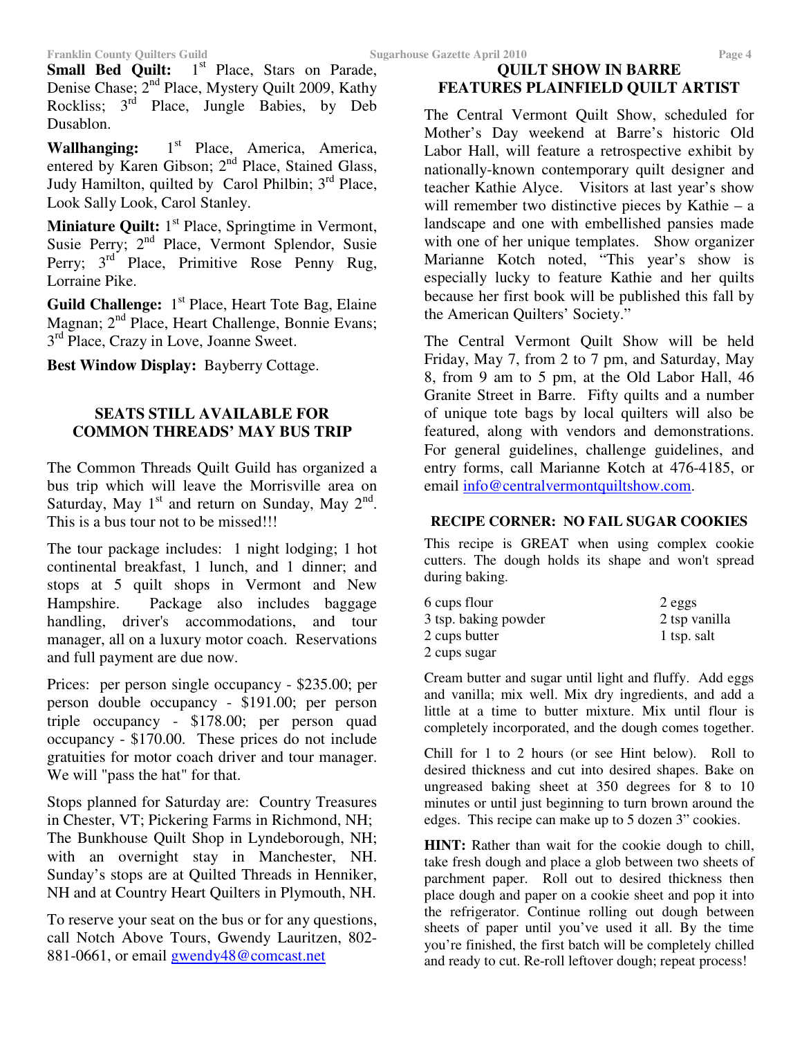**Small Bed Quilt:** 1st Place, Stars on Parade, Denise Chase; 2nd Place, Mystery Quilt 2009, Kathy Rockliss; 3rd Place, Jungle Babies, by Deb Dusablon.

**Wallhanging:** 1st Place, America, America, entered by Karen Gibson; 2nd Place, Stained Glass, Judy Hamilton, quilted by Carol Philbin; 3rd Place, Look Sally Look, Carol Stanley.

**Miniature Quilt:** 1st Place, Springtime in Vermont, Susie Perry; 2nd Place, Vermont Splendor, Susie Perry; 3rd Place, Primitive Rose Penny Rug, Lorraine Pike.

**Guild Challenge:** 1st Place, Heart Tote Bag, Elaine Magnan; 2nd Place, Heart Challenge, Bonnie Evans; 3rd Place, Crazy in Love, Joanne Sweet.

**Best Window Display:** Bayberry Cottage.

## SEATS STILL AVAILABLE FOR COMMON THREADS' MAY BUS TRIP

The Common Threads Quilt Guild has organized a bus trip which will leave the Morrisville area on Saturday, May 1st and return on Sunday, May 2nd. This is a bus tour not to be missed!!!

The tour package includes: 1 night lodging; 1 hot continental breakfast, 1 lunch, and 1 dinner; and stops at 5 quilt shops in Vermont and New Hampshire. Package also includes baggage handling, driver's accommodations, and tour manager, all on a luxury motor coach. Reservations and full payment are due now.

Prices: per person single occupancy - $235.00; per person double occupancy - $191.00; per person triple occupancy - $178.00; per person quad occupancy - $170.00. These prices do not include gratuities for motor coach driver and tour manager. We will "pass the hat" for that.

Stops planned for Saturday are: Country Treasures in Chester, VT; Pickering Farms in Richmond, NH; The Bunkhouse Quilt Shop in Lyndeborough, NH; with an overnight stay in Manchester, NH. Sunday's stops are at Quilted Threads in Henniker, NH and at Country Heart Quilters in Plymouth, NH.

To reserve your seat on the bus or for any questions, call Notch Above Tours, Gwendy Lauritzen, 802-881-0661, or email gwendy48@comcast.net

## QUILT SHOW IN BARRE FEATURES PLAINFIELD QUILT ARTIST

The Central Vermont Quilt Show, scheduled for Mother's Day weekend at Barre's historic Old Labor Hall, will feature a retrospective exhibit by nationally-known contemporary quilt designer and teacher Kathie Alyce. Visitors at last year's show will remember two distinctive pieces by Kathie – a landscape and one with embellished pansies made with one of her unique templates. Show organizer Marianne Kotch noted, "This year's show is especially lucky to feature Kathie and her quilts because her first book will be published this fall by the American Quilters' Society."

The Central Vermont Quilt Show will be held Friday, May 7, from 2 to 7 pm, and Saturday, May 8, from 9 am to 5 pm, at the Old Labor Hall, 46 Granite Street in Barre. Fifty quilts and a number of unique tote bags by local quilters will also be featured, along with vendors and demonstrations. For general guidelines, challenge guidelines, and entry forms, call Marianne Kotch at 476-4185, or email info@centralvermontquiltshow.com.

## RECIPE CORNER: NO FAIL SUGAR COOKIES

This recipe is GREAT when using complex cookie cutters. The dough holds its shape and won't spread during baking.

- 6 cups flour
- 3 tsp. baking powder
- 2 cups butter
- 2 cups sugar
- 2 eggs
- 2 tsp vanilla
- 1 tsp. salt

Cream butter and sugar until light and fluffy. Add eggs and vanilla; mix well. Mix dry ingredients, and add a little at a time to butter mixture. Mix until flour is completely incorporated, and the dough comes together.

Chill for 1 to 2 hours (or see Hint below). Roll to desired thickness and cut into desired shapes. Bake on ungreased baking sheet at 350 degrees for 8 to 10 minutes or until just beginning to turn brown around the edges. This recipe can make up to 5 dozen 3" cookies.

**HINT:** Rather than wait for the cookie dough to chill, take fresh dough and place a glob between two sheets of parchment paper. Roll out to desired thickness then place dough and paper on a cookie sheet and pop it into the refrigerator. Continue rolling out dough between sheets of paper until you've used it all. By the time you're finished, the first batch will be completely chilled and ready to cut. Re-roll leftover dough; repeat process!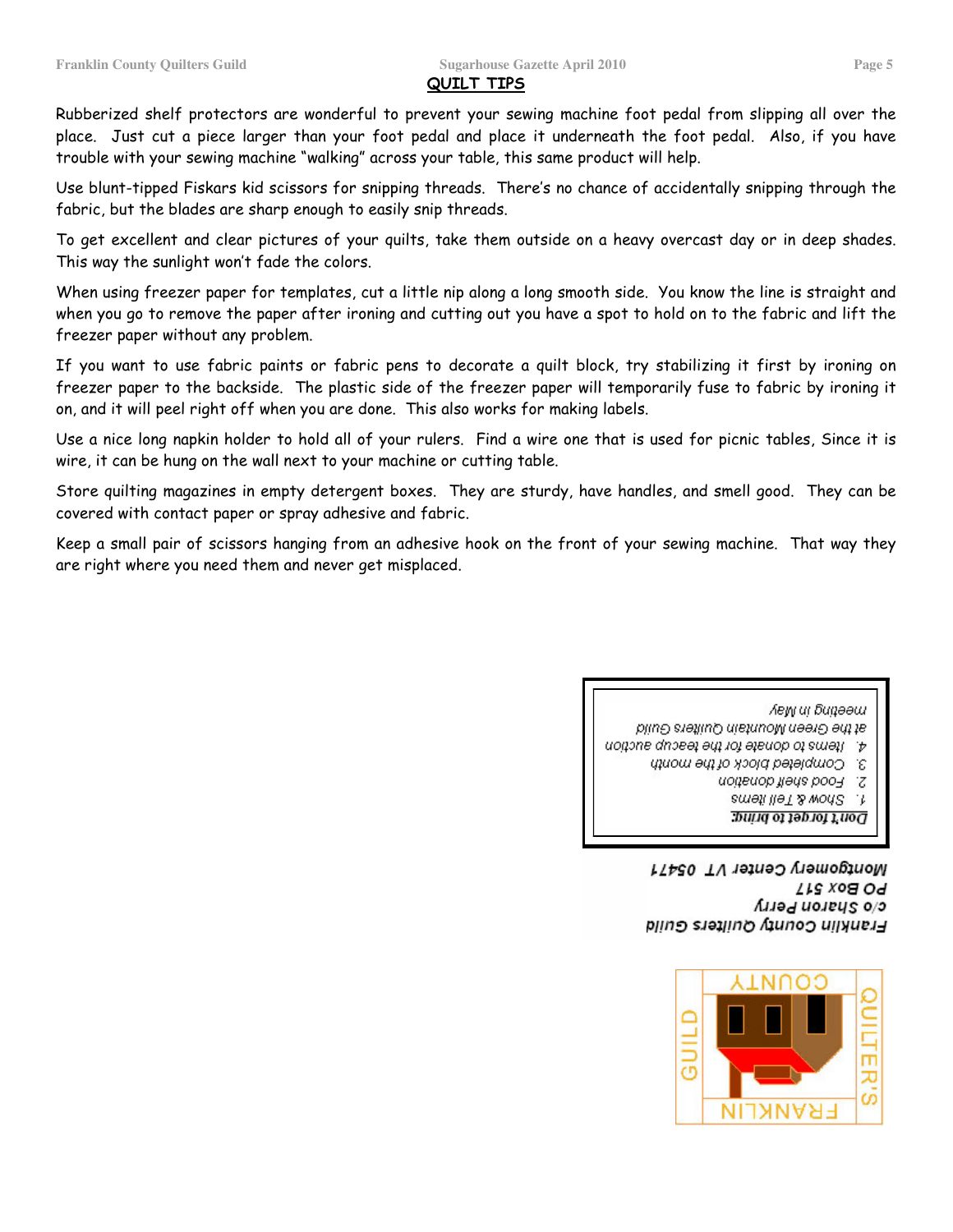## QUILT TIPS

Rubberized shelf protectors are wonderful to prevent your sewing machine foot pedal from slipping all over the place. Just cut a piece larger than your foot pedal and place it underneath the foot pedal. Also, if you have trouble with your sewing machine "walking" across your table, this same product will help.

Use blunt-tipped Fiskars kid scissors for snipping threads. There's no chance of accidentally snipping through the fabric, but the blades are sharp enough to easily snip threads.

To get excellent and clear pictures of your quilts, take them outside on a heavy overcast day or in deep shades. This way the sunlight won't fade the colors.

When using freezer paper for templates, cut a little nip along a long smooth side. You know the line is straight and when you go to remove the paper after ironing and cutting out you have a spot to hold on to the fabric and lift the freezer paper without any problem.

If you want to use fabric paints or fabric pens to decorate a quilt block, try stabilizing it first by ironing on freezer paper to the backside. The plastic side of the freezer paper will temporarily fuse to fabric by ironing it on, and it will peel right off when you are done. This also works for making labels.

Use a nice long napkin holder to hold all of your rulers. Find a wire one that is used for picnic tables, Since it is wire, it can be hung on the wall next to your machine or cutting table.

Store quilting magazines in empty detergent boxes. They are sturdy, have handles, and smell good. They can be covered with contact paper or spray adhesive and fabric.

Keep a small pair of scissors hanging from an adhesive hook on the front of your sewing machine. That way they are right where you need them and never get misplaced.

*Don't forget to bring:*

1. Show & Tell items
2. Food shelf donation
3. Completed block of the month
4. Items to donate for the teacup auction at the Green Mountain Quilters Guild meeting in May

Franklin County Quilters Guild
c/o Sharon Perry
PO Box 517
Montgomery Center VT 05471

FRANKLIN COUNTY QUILTER'S GUILD